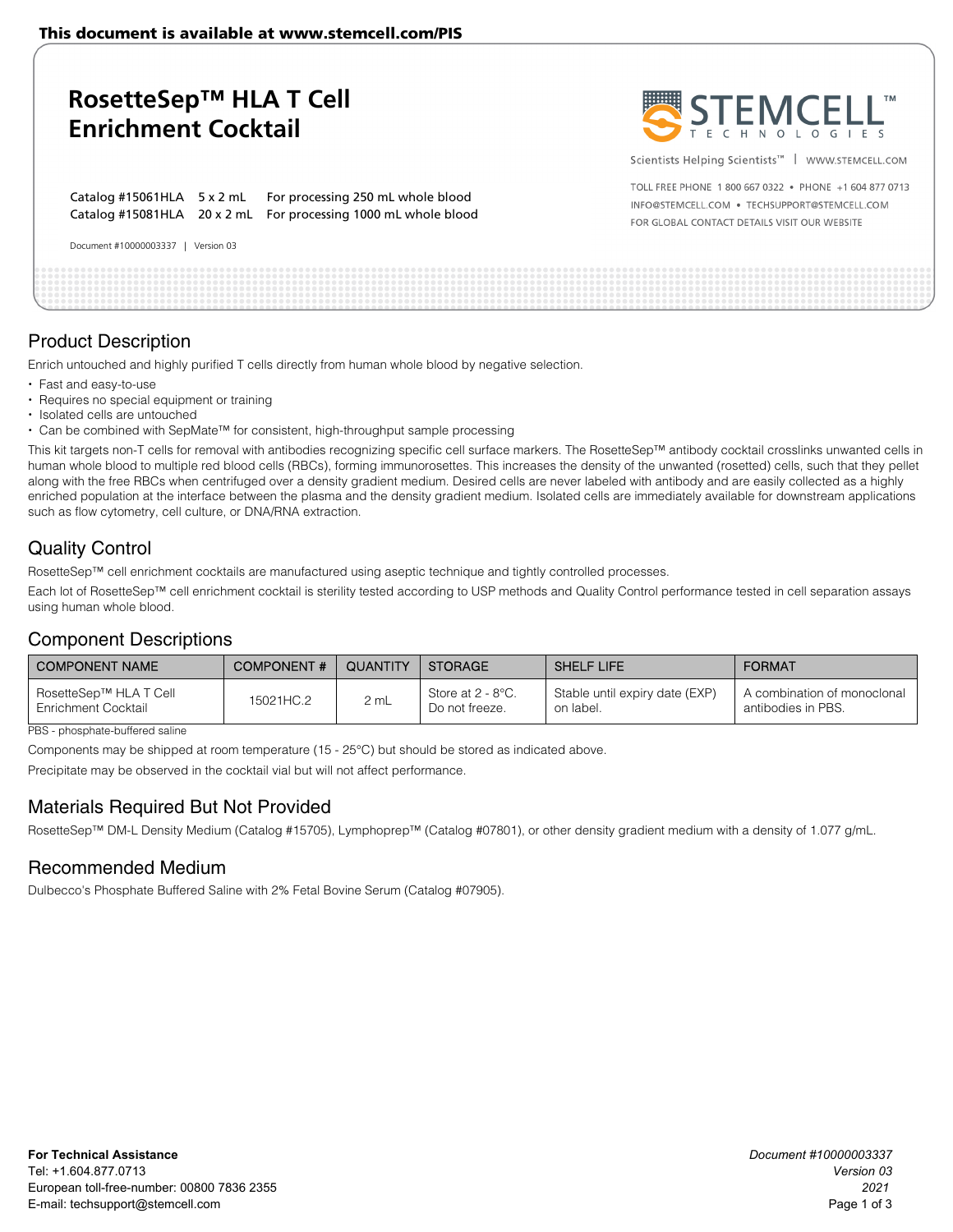This document is available at www.stemcell.com/PIS

# RosetteSep™ HLA T Cell Enrichment Cocktail

Catalog #15061HLA 5 x 2 mL For processing 250 mL whole blood
Catalog #15081HLA 20 x 2 mL For processing 1000 mL whole blood

Document #10000003337 | Version 03

Scientists Helping Scientists™ | WWW.STEMCELL.COM

TOLL FREE PHONE 1 800 667 0322 • PHONE +1 604 877 0713
INFO@STEMCELL.COM • TECHSUPPORT@STEMCELL.COM
FOR GLOBAL CONTACT DETAILS VISIT OUR WEBSITE

## Product Description

Enrich untouched and highly purified T cells directly from human whole blood by negative selection.

- Fast and easy-to-use
- Requires no special equipment or training
- Isolated cells are untouched
- Can be combined with SepMate™ for consistent, high-throughput sample processing

This kit targets non-T cells for removal with antibodies recognizing specific cell surface markers. The RosetteSep™ antibody cocktail crosslinks unwanted cells in human whole blood to multiple red blood cells (RBCs), forming immunorosettes. This increases the density of the unwanted (rosetted) cells, such that they pellet along with the free RBCs when centrifuged over a density gradient medium. Desired cells are never labeled with antibody and are easily collected as a highly enriched population at the interface between the plasma and the density gradient medium. Isolated cells are immediately available for downstream applications such as flow cytometry, cell culture, or DNA/RNA extraction.

## Quality Control

RosetteSep™ cell enrichment cocktails are manufactured using aseptic technique and tightly controlled processes.

Each lot of RosetteSep™ cell enrichment cocktail is sterility tested according to USP methods and Quality Control performance tested in cell separation assays using human whole blood.

## Component Descriptions

| COMPONENT NAME | COMPONENT # | QUANTITY | STORAGE | SHELF LIFE | FORMAT |
|---|---|---|---|---|---|
| RosetteSep™ HLA T Cell Enrichment Cocktail | 15021HC.2 | 2 mL | Store at 2 - 8°C. Do not freeze. | Stable until expiry date (EXP) on label. | A combination of monoclonal antibodies in PBS. |

PBS - phosphate-buffered saline

Components may be shipped at room temperature (15 - 25°C) but should be stored as indicated above.

Precipitate may be observed in the cocktail vial but will not affect performance.

## Materials Required But Not Provided

RosetteSep™ DM-L Density Medium (Catalog #15705), Lymphoprep™ (Catalog #07801), or other density gradient medium with a density of 1.077 g/mL.

## Recommended Medium

Dulbecco's Phosphate Buffered Saline with 2% Fetal Bovine Serum (Catalog #07905).

**For Technical Assistance**
Tel: +1.604.877.0713
European toll-free-number: 00800 7836 2355
E-mail: techsupport@stemcell.com

*Document #10000003337*
*Version 03*
*2021*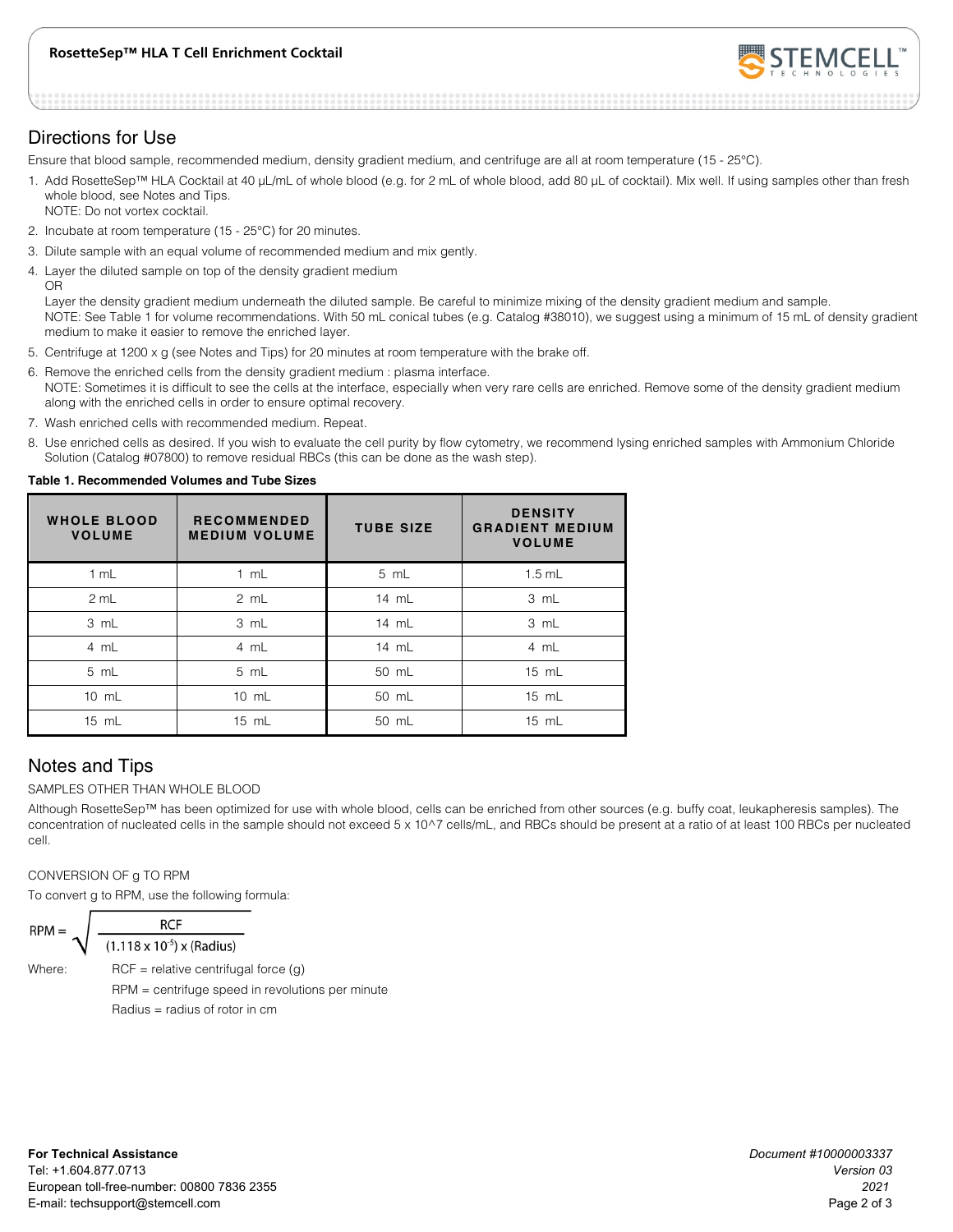## Directions for Use

Ensure that blood sample, recommended medium, density gradient medium, and centrifuge are all at room temperature (15 - 25°C).

1. Add RosetteSep™ HLA Cocktail at 40 µL/mL of whole blood (e.g. for 2 mL of whole blood, add 80 µL of cocktail). Mix well. If using samples other than fresh whole blood, see Notes and Tips.
   NOTE: Do not vortex cocktail.
2. Incubate at room temperature (15 - 25°C) for 20 minutes.
3. Dilute sample with an equal volume of recommended medium and mix gently.
4. Layer the diluted sample on top of the density gradient medium
   OR
   Layer the density gradient medium underneath the diluted sample. Be careful to minimize mixing of the density gradient medium and sample.
   NOTE: See Table 1 for volume recommendations. With 50 mL conical tubes (e.g. Catalog #38010), we suggest using a minimum of 15 mL of density gradient medium to make it easier to remove the enriched layer.
5. Centrifuge at 1200 x g (see Notes and Tips) for 20 minutes at room temperature with the brake off.
6. Remove the enriched cells from the density gradient medium : plasma interface.
   NOTE: Sometimes it is difficult to see the cells at the interface, especially when very rare cells are enriched. Remove some of the density gradient medium along with the enriched cells in order to ensure optimal recovery.
7. Wash enriched cells with recommended medium. Repeat.
8. Use enriched cells as desired. If you wish to evaluate the cell purity by flow cytometry, we recommend lysing enriched samples with Ammonium Chloride Solution (Catalog #07800) to remove residual RBCs (this can be done as the wash step).

**Table 1. Recommended Volumes and Tube Sizes**

| WHOLE BLOOD VOLUME | RECOMMENDED MEDIUM VOLUME | TUBE SIZE | DENSITY GRADIENT MEDIUM VOLUME |
|---|---|---|---|
| 1 mL | 1 mL | 5 mL | 1.5 mL |
| 2 mL | 2 mL | 14 mL | 3 mL |
| 3 mL | 3 mL | 14 mL | 3 mL |
| 4 mL | 4 mL | 14 mL | 4 mL |
| 5 mL | 5 mL | 50 mL | 15 mL |
| 10 mL | 10 mL | 50 mL | 15 mL |
| 15 mL | 15 mL | 50 mL | 15 mL |

## Notes and Tips

SAMPLES OTHER THAN WHOLE BLOOD

Although RosetteSep™ has been optimized for use with whole blood, cells can be enriched from other sources (e.g. buffy coat, leukapheresis samples). The concentration of nucleated cells in the sample should not exceed 5 x 10^7 cells/mL, and RBCs should be present at a ratio of at least 100 RBCs per nucleated cell.

CONVERSION OF g TO RPM

To convert g to RPM, use the following formula:

$$\text{RPM} = \sqrt{\frac{\text{RCF}}{(1.118 \times 10^{-5}) \times (\text{Radius})}}$$

Where:
- RCF = relative centrifugal force (g)
- RPM = centrifuge speed in revolutions per minute
- Radius = radius of rotor in cm

**For Technical Assistance**
Tel: +1.604.877.0713
European toll-free-number: 00800 7836 2355
E-mail: techsupport@stemcell.com

*Document #10000003337*
*Version 03*
*2021*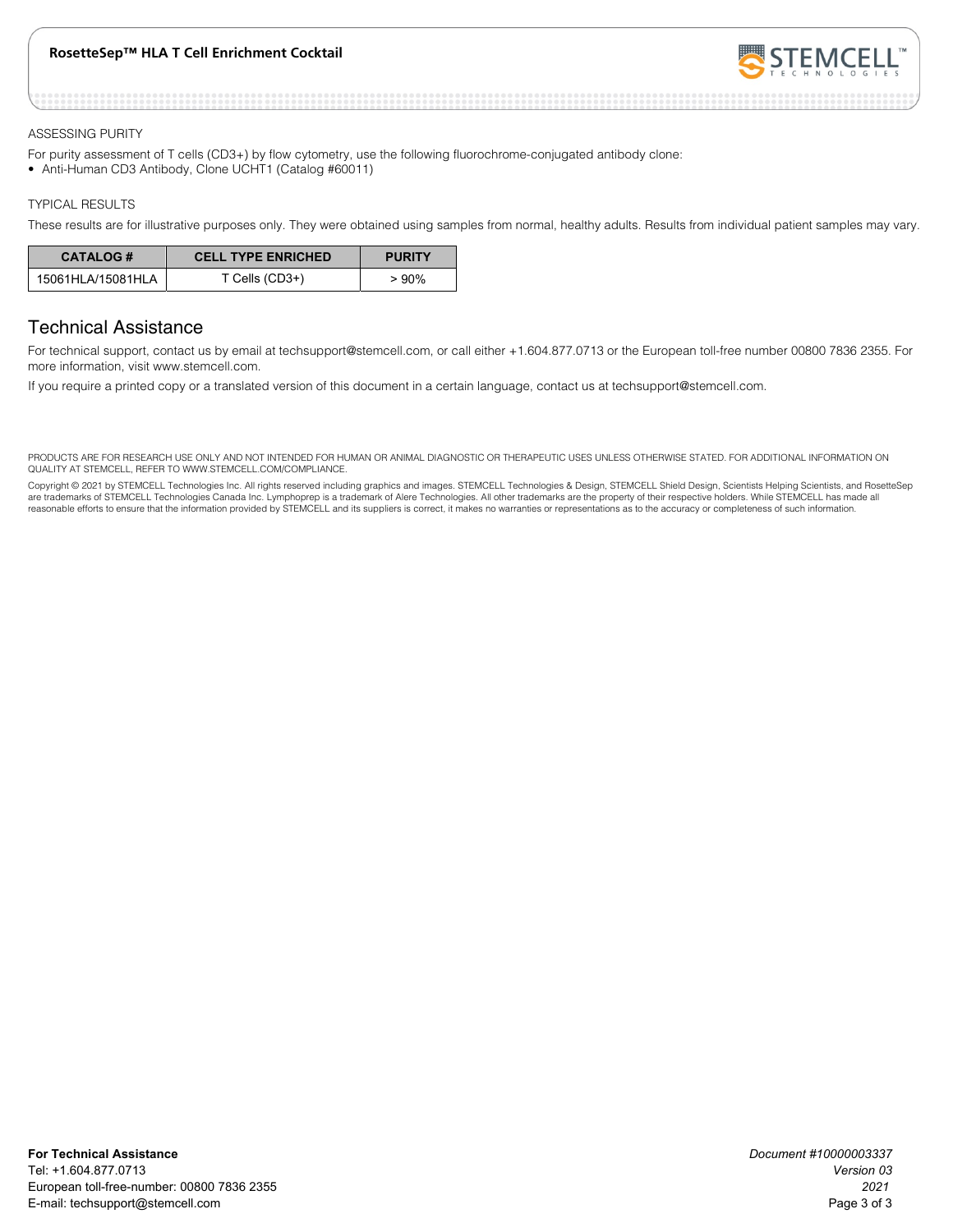ASSESSING PURITY

For purity assessment of T cells (CD3+) by flow cytometry, use the following fluorochrome-conjugated antibody clone:

- Anti-Human CD3 Antibody, Clone UCHT1 (Catalog #60011)

TYPICAL RESULTS

These results are for illustrative purposes only. They were obtained using samples from normal, healthy adults. Results from individual patient samples may vary.

| CATALOG # | CELL TYPE ENRICHED | PURITY |
| --- | --- | --- |
| 15061HLA/15081HLA | T Cells (CD3+) | > 90% |

## Technical Assistance

For technical support, contact us by email at techsupport@stemcell.com, or call either +1.604.877.0713 or the European toll-free number 00800 7836 2355. For more information, visit www.stemcell.com.

If you require a printed copy or a translated version of this document in a certain language, contact us at techsupport@stemcell.com.

PRODUCTS ARE FOR RESEARCH USE ONLY AND NOT INTENDED FOR HUMAN OR ANIMAL DIAGNOSTIC OR THERAPEUTIC USES UNLESS OTHERWISE STATED. FOR ADDITIONAL INFORMATION ON QUALITY AT STEMCELL, REFER TO WWW.STEMCELL.COM/COMPLIANCE.

Copyright © 2021 by STEMCELL Technologies Inc. All rights reserved including graphics and images. STEMCELL Technologies & Design, STEMCELL Shield Design, Scientists Helping Scientists, and RosetteSep are trademarks of STEMCELL Technologies Canada Inc. Lymphoprep is a trademark of Alere Technologies. All other trademarks are the property of their respective holders. While STEMCELL has made all reasonable efforts to ensure that the information provided by STEMCELL and its suppliers is correct, it makes no warranties or representations as to the accuracy or completeness of such information.